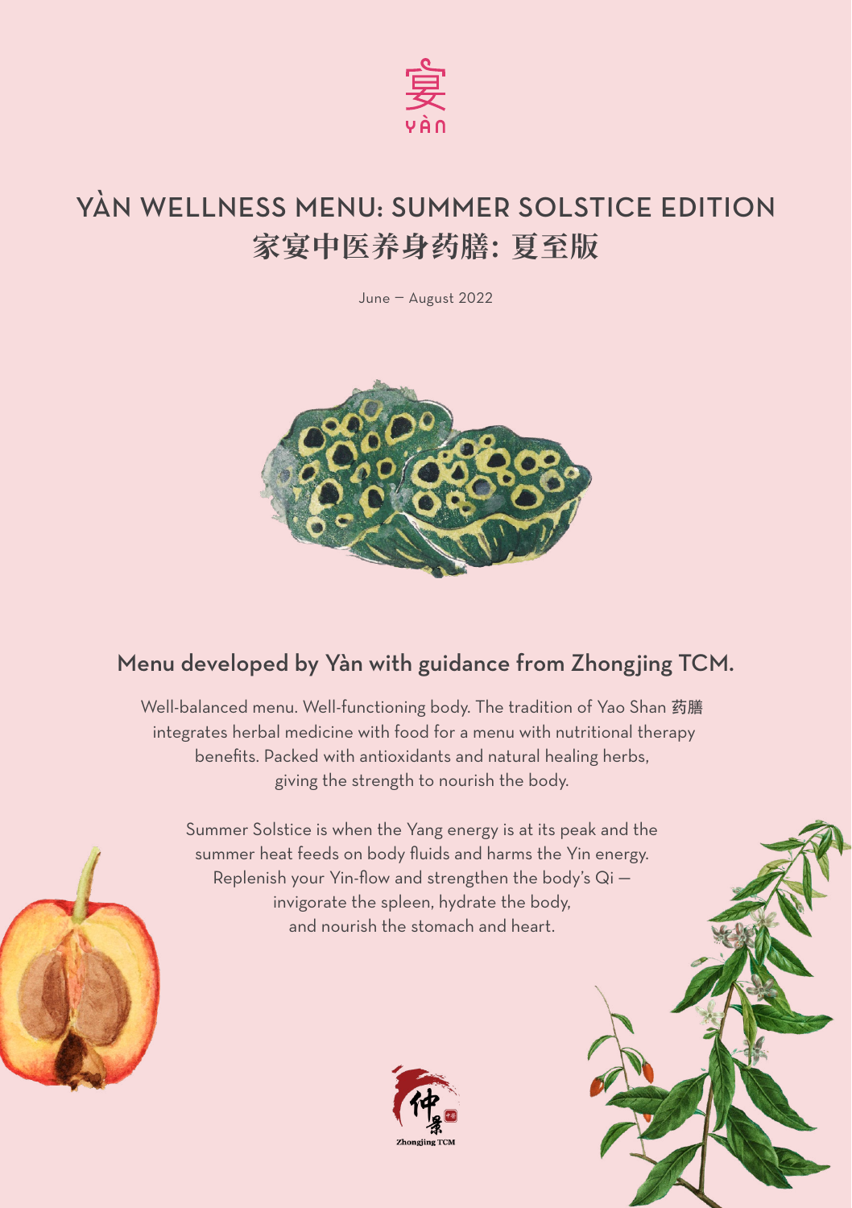宴
YÀN

# YÀN WELLNESS MENU: SUMMER SOLSTICE EDITION
# 家宴中医养身药膳：夏至版

June — August 2022

## Menu developed by Yàn with guidance from Zhongjing TCM.

Well-balanced menu. Well-functioning body. The tradition of Yao Shan 药膳 integrates herbal medicine with food for a menu with nutritional therapy benefits. Packed with antioxidants and natural healing herbs, giving the strength to nourish the body.

Summer Solstice is when the Yang energy is at its peak and the summer heat feeds on body fluids and harms the Yin energy. Replenish your Yin-flow and strengthen the body's Qi — invigorate the spleen, hydrate the body, and nourish the stomach and heart.

仲景
Zhongjing TCM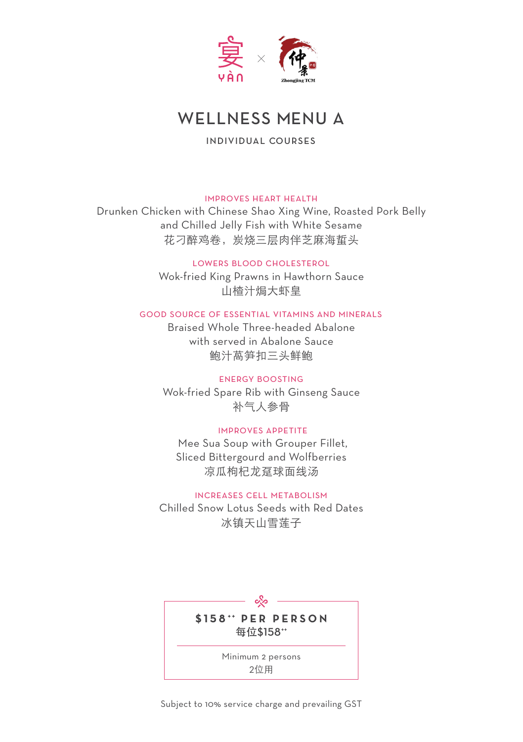宴 YÀN × 仲景 Zhongjing TCM

# WELLNESS MENU A

## INDIVIDUAL COURSES

IMPROVES HEART HEALTH

Drunken Chicken with Chinese Shao Xing Wine, Roasted Pork Belly and Chilled Jelly Fish with White Sesame

花刁醉鸡卷，炭烧三层肉伴芝麻海蜇头

LOWERS BLOOD CHOLESTEROL

Wok-fried King Prawns in Hawthorn Sauce

山楂汁焗大虾皇

GOOD SOURCE OF ESSENTIAL VITAMINS AND MINERALS

Braised Whole Three-headed Abalone with served in Abalone Sauce

鲍汁莴笋扣三头鲜鲍

ENERGY BOOSTING

Wok-fried Spare Rib with Ginseng Sauce

补气人参骨

IMPROVES APPETITE

Mee Sua Soup with Grouper Fillet, Sliced Bittergourd and Wolfberries

凉瓜枸杞龙趸球面线汤

INCREASES CELL METABOLISM

Chilled Snow Lotus Seeds with Red Dates

冰镇天山雪莲子

**$158++ PER PERSON**

每位$158++

Minimum 2 persons

2位用

Subject to 10% service charge and prevailing GST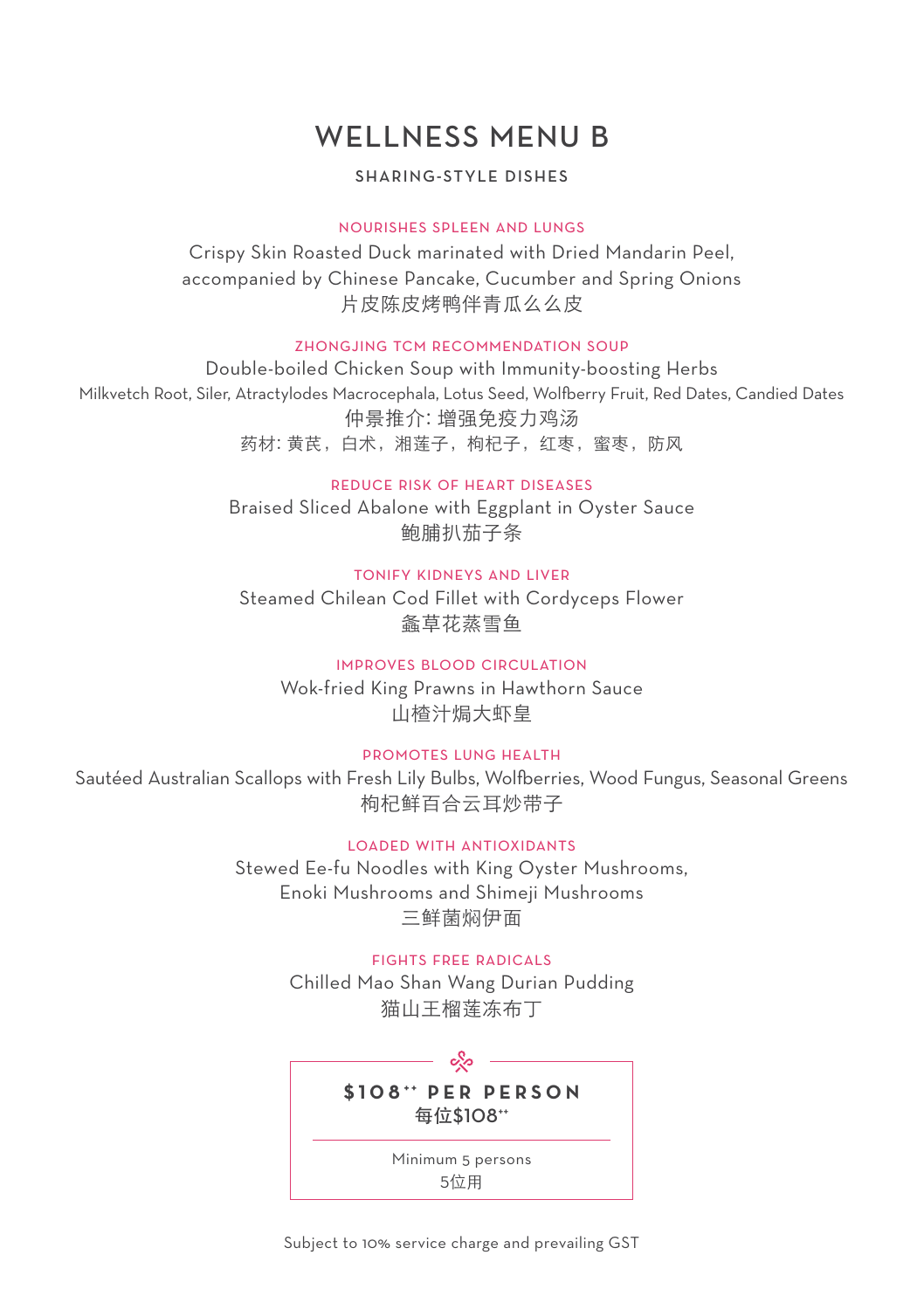# WELLNESS MENU B

## SHARING-STYLE DISHES

NOURISHES SPLEEN AND LUNGS

Crispy Skin Roasted Duck marinated with Dried Mandarin Peel, accompanied by Chinese Pancake, Cucumber and Spring Onions

片皮陈皮烤鸭伴青瓜么么皮

ZHONGJING TCM RECOMMENDATION SOUP

Double-boiled Chicken Soup with Immunity-boosting Herbs

Milkvetch Root, Siler, Atractylodes Macrocephala, Lotus Seed, Wolfberry Fruit, Red Dates, Candied Dates

仲景推介: 增强免疫力鸡汤

药材: 黄芪，白术，湘莲子，枸杞子，红枣，蜜枣，防风

REDUCE RISK OF HEART DISEASES

Braised Sliced Abalone with Eggplant in Oyster Sauce

鲍脯扒茄子条

TONIFY KIDNEYS AND LIVER

Steamed Chilean Cod Fillet with Cordyceps Flower

蚤草花蒸雪鱼

IMPROVES BLOOD CIRCULATION

Wok-fried King Prawns in Hawthorn Sauce

山楂汁焗大虾皇

PROMOTES LUNG HEALTH

Sautéed Australian Scallops with Fresh Lily Bulbs, Wolfberries, Wood Fungus, Seasonal Greens

枸杞鲜百合云耳炒带子

LOADED WITH ANTIOXIDANTS

Stewed Ee-fu Noodles with King Oyster Mushrooms, Enoki Mushrooms and Shimeji Mushrooms

三鲜菌焖伊面

FIGHTS FREE RADICALS

Chilled Mao Shan Wang Durian Pudding

猫山王榴莲冻布丁

**$108++ PER PERSON**

**每位$108++**

Minimum 5 persons

5位用

Subject to 10% service charge and prevailing GST